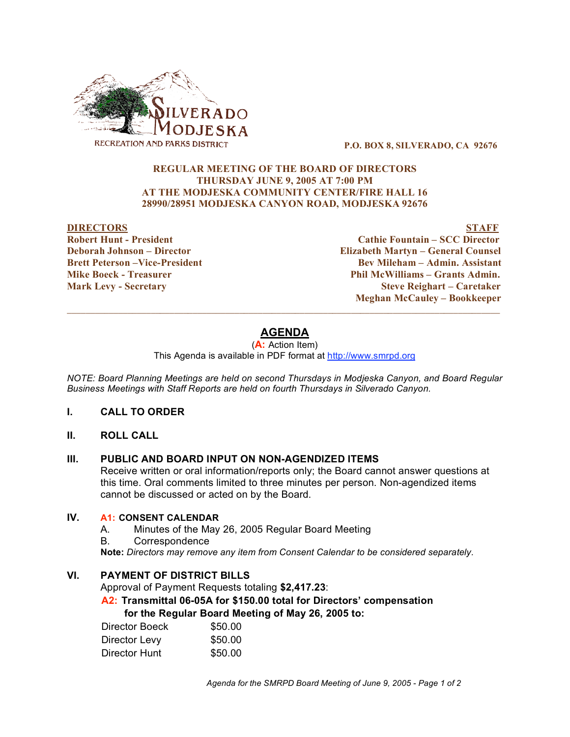SILVERADO MODJESKA
RECREATION AND PARKS DISTRICT

**P.O. BOX 8, SILVERADO, CA 92676**

**REGULAR MEETING OF THE BOARD OF DIRECTORS**
**THURSDAY JUNE 9, 2005 AT 7:00 PM**
**AT THE MODJESKA COMMUNITY CENTER/FIRE HALL 16**
**28990/28951 MODJESKA CANYON ROAD, MODJESKA 92676**

| DIRECTORS | STAFF |
|---|---|
| Robert Hunt - President | Cathie Fountain – SCC Director |
| Deborah Johnson – Director | Elizabeth Martyn – General Counsel |
| Brett Peterson –Vice-President | Bev Mileham – Admin. Assistant |
| Mike Boeck - Treasurer | Phil McWilliams – Grants Admin. |
| Mark Levy - Secretary | Steve Reighart – Caretaker |
| | Meghan McCauley – Bookkeeper |

---

# AGENDA

(**A:** Action Item)
This Agenda is available in PDF format at http://www.smrpd.org

*NOTE: Board Planning Meetings are held on second Thursdays in Modjeska Canyon, and Board Regular Business Meetings with Staff Reports are held on fourth Thursdays in Silverado Canyon.*

## I. CALL TO ORDER

## II. ROLL CALL

## III. PUBLIC AND BOARD INPUT ON NON-AGENDIZED ITEMS

Receive written or oral information/reports only; the Board cannot answer questions at this time. Oral comments limited to three minutes per person. Non-agendized items cannot be discussed or acted on by the Board.

## IV. A1: CONSENT CALENDAR

A. Minutes of the May 26, 2005 Regular Board Meeting
B. Correspondence

**Note:** *Directors may remove any item from Consent Calendar to be considered separately.*

## VI. PAYMENT OF DISTRICT BILLS

Approval of Payment Requests totaling **$2,417.23**:

**A2: Transmittal 06-05A for $150.00 total for Directors' compensation for the Regular Board Meeting of May 26, 2005 to:**

| | |
|---|---|
| Director Boeck | $50.00 |
| Director Levy | $50.00 |
| Director Hunt | $50.00 |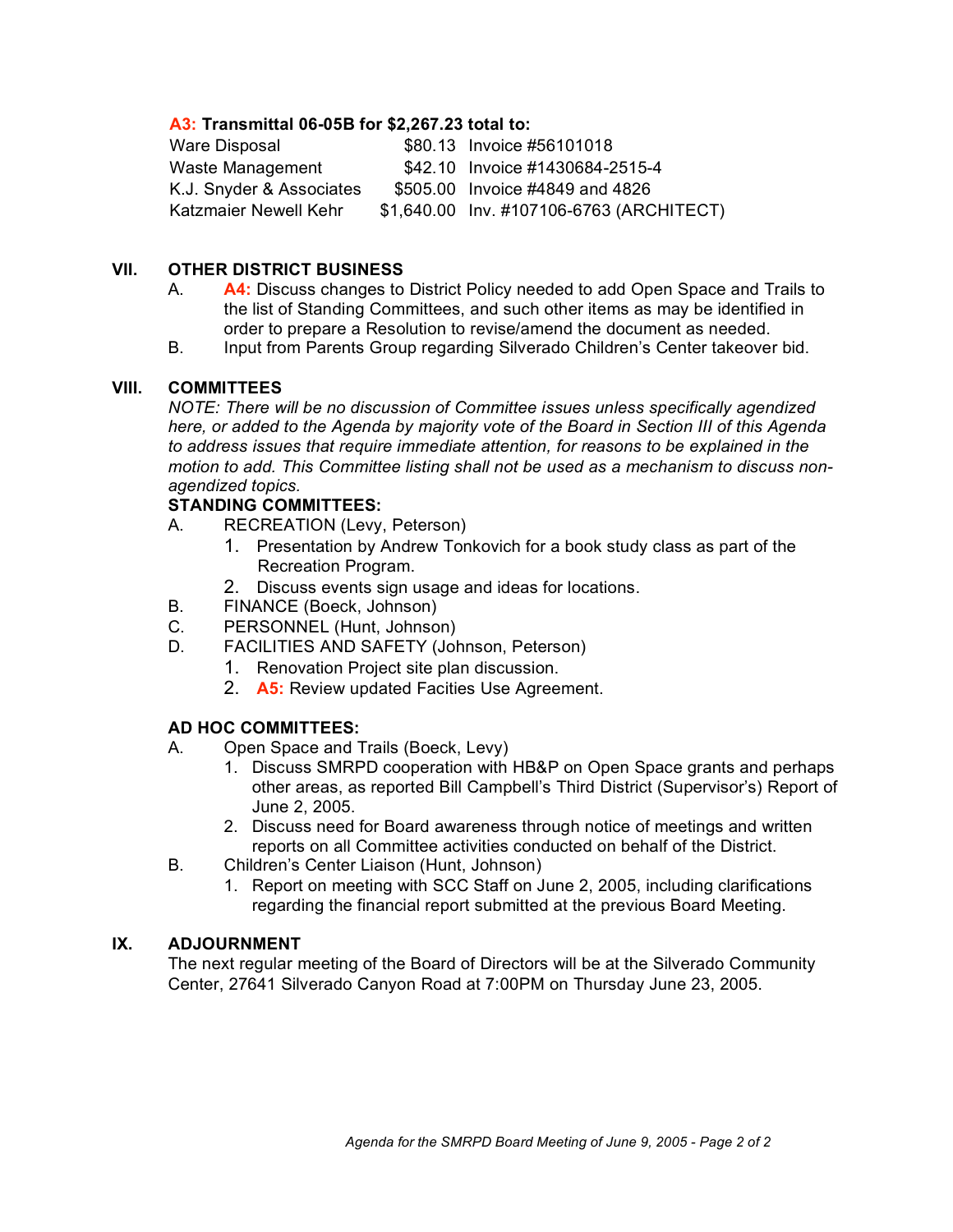**A3: Transmittal 06-05B for $2,267.23 total to:**

| | | |
|---|---|---|
| Ware Disposal | $80.13 | Invoice #56101018 |
| Waste Management | $42.10 | Invoice #1430684-2515-4 |
| K.J. Snyder & Associates | $505.00 | Invoice #4849 and 4826 |
| Katzmaier Newell Kehr | $1,640.00 | Inv. #107106-6763 (ARCHITECT) |

## VII. OTHER DISTRICT BUSINESS

A. **A4:** Discuss changes to District Policy needed to add Open Space and Trails to the list of Standing Committees, and such other items as may be identified in order to prepare a Resolution to revise/amend the document as needed.

B. Input from Parents Group regarding Silverado Children's Center takeover bid.

## VIII. COMMITTEES

*NOTE: There will be no discussion of Committee issues unless specifically agendized here, or added to the Agenda by majority vote of the Board in Section III of this Agenda to address issues that require immediate attention, for reasons to be explained in the motion to add. This Committee listing shall not be used as a mechanism to discuss non-agendized topics.*

**STANDING COMMITTEES:**

A. RECREATION (Levy, Peterson)
   1. Presentation by Andrew Tonkovich for a book study class as part of the Recreation Program.
   2. Discuss events sign usage and ideas for locations.

B. FINANCE (Boeck, Johnson)

C. PERSONNEL (Hunt, Johnson)

D. FACILITIES AND SAFETY (Johnson, Peterson)
   1. Renovation Project site plan discussion.
   2. **A5:** Review updated Facities Use Agreement.

**AD HOC COMMITTEES:**

A. Open Space and Trails (Boeck, Levy)
   1. Discuss SMRPD cooperation with HB&P on Open Space grants and perhaps other areas, as reported Bill Campbell's Third District (Supervisor's) Report of June 2, 2005.
   2. Discuss need for Board awareness through notice of meetings and written reports on all Committee activities conducted on behalf of the District.

B. Children's Center Liaison (Hunt, Johnson)
   1. Report on meeting with SCC Staff on June 2, 2005, including clarifications regarding the financial report submitted at the previous Board Meeting.

## IX. ADJOURNMENT

The next regular meeting of the Board of Directors will be at the Silverado Community Center, 27641 Silverado Canyon Road at 7:00PM on Thursday June 23, 2005.